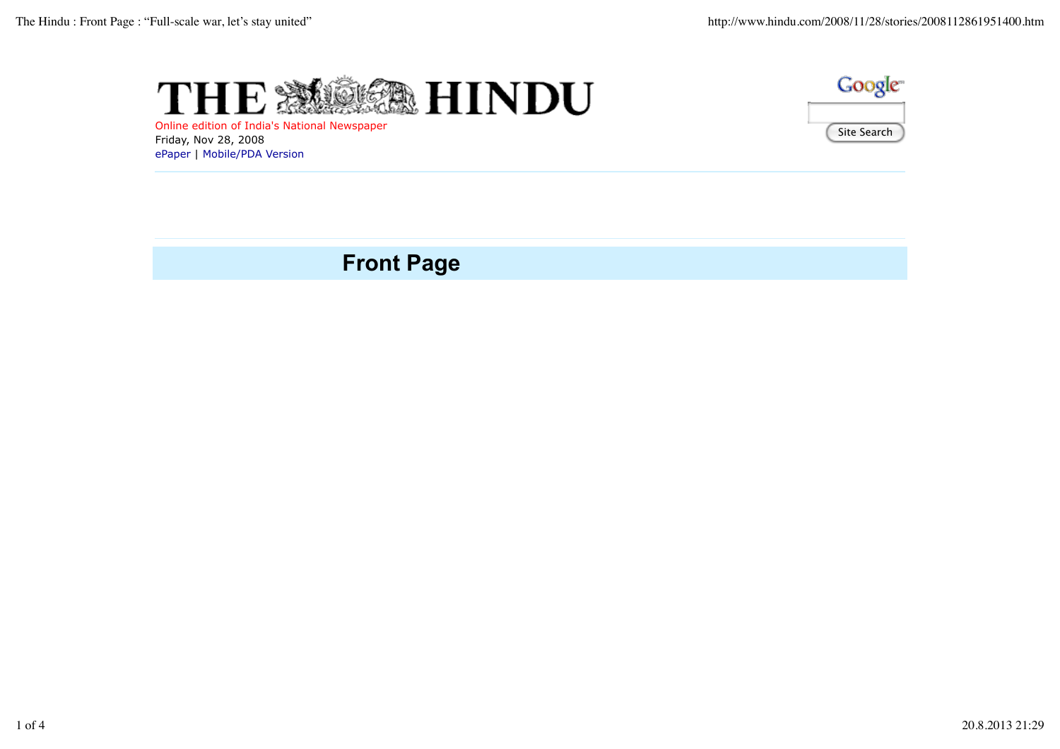# THE HINDU

Online edition of India's National Newspaper

Friday, Nov 28, 2008

ePaper | Mobile/PDA Version

Google

Site Search

## Front Page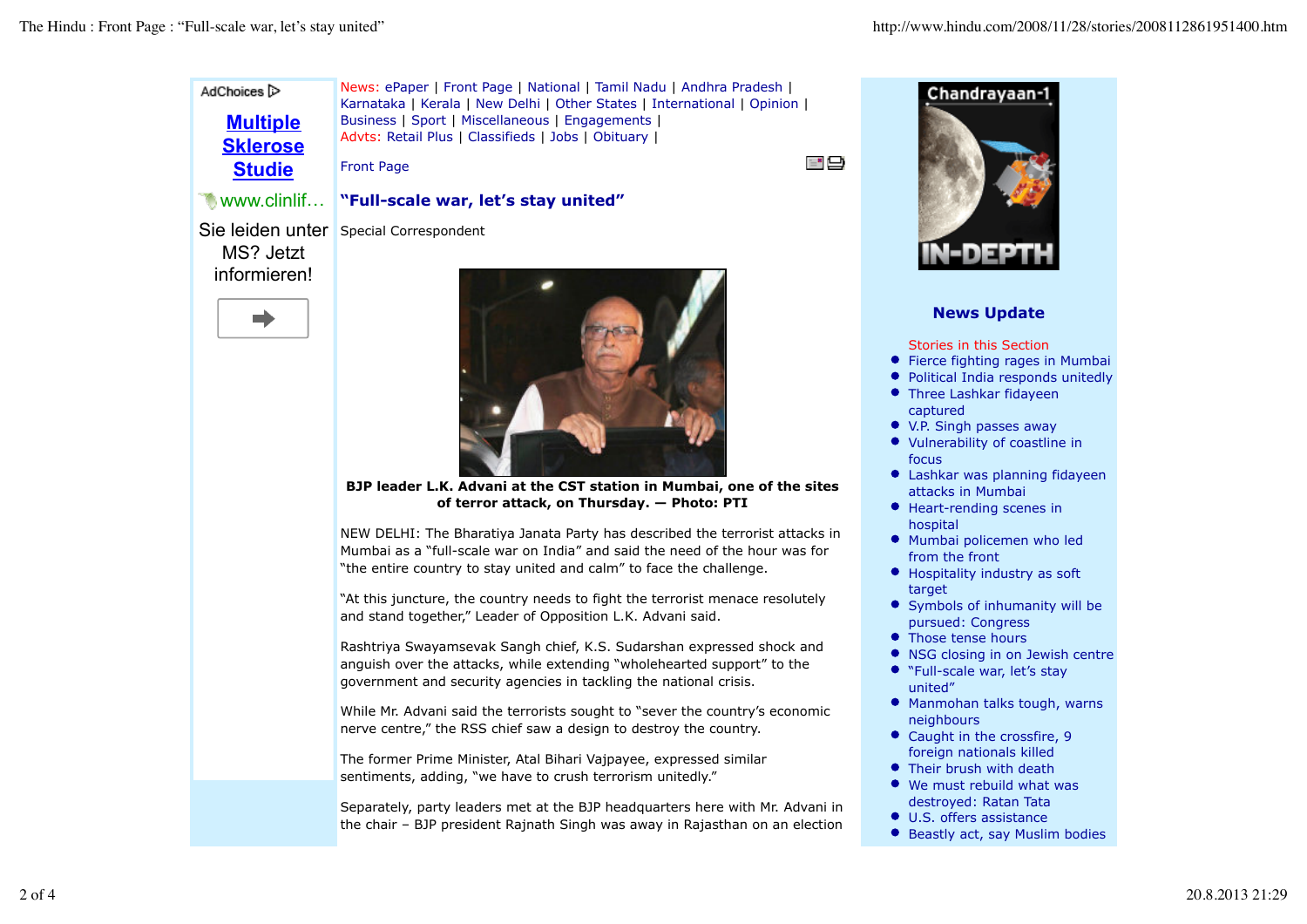News: ePaper | Front Page | National | Tamil Nadu | Andhra Pradesh | Karnataka | Kerala | New Delhi | Other States | International | Opinion | Business | Sport | Miscellaneous | Engagements |
Advts: Retail Plus | Classifieds | Jobs | Obituary |

Front Page

## "Full-scale war, let's stay united"

Special Correspondent

**BJP leader L.K. Advani at the CST station in Mumbai, one of the sites of terror attack, on Thursday. — Photo: PTI**

NEW DELHI: The Bharatiya Janata Party has described the terrorist attacks in Mumbai as a "full-scale war on India" and said the need of the hour was for "the entire country to stay united and calm" to face the challenge.

"At this juncture, the country needs to fight the terrorist menace resolutely and stand together," Leader of Opposition L.K. Advani said.

Rashtriya Swayamsevak Sangh chief, K.S. Sudarshan expressed shock and anguish over the attacks, while extending "wholehearted support" to the government and security agencies in tackling the national crisis.

While Mr. Advani said the terrorists sought to "sever the country's economic nerve centre," the RSS chief saw a design to destroy the country.

The former Prime Minister, Atal Bihari Vajpayee, expressed similar sentiments, adding, "we have to crush terrorism unitedly."

Separately, party leaders met at the BJP headquarters here with Mr. Advani in the chair – BJP president Rajnath Singh was away in Rajasthan on an election

AdChoices

**Multiple Sklerose Studie**

www.clinlif...

Sie leiden unter MS? Jetzt informieren!

Chandrayaan-1 IN-DEPTH

### News Update

Stories in this Section

- Fierce fighting rages in Mumbai
- Political India responds unitedly
- Three Lashkar fidayeen captured
- V.P. Singh passes away
- Vulnerability of coastline in focus
- Lashkar was planning fidayeen attacks in Mumbai
- Heart-rending scenes in hospital
- Mumbai policemen who led from the front
- Hospitality industry as soft target
- Symbols of inhumanity will be pursued: Congress
- Those tense hours
- NSG closing in on Jewish centre
- "Full-scale war, let's stay united"
- Manmohan talks tough, warns neighbours
- Caught in the crossfire, 9 foreign nationals killed
- Their brush with death
- We must rebuild what was destroyed: Ratan Tata
- U.S. offers assistance
- Beastly act, say Muslim bodies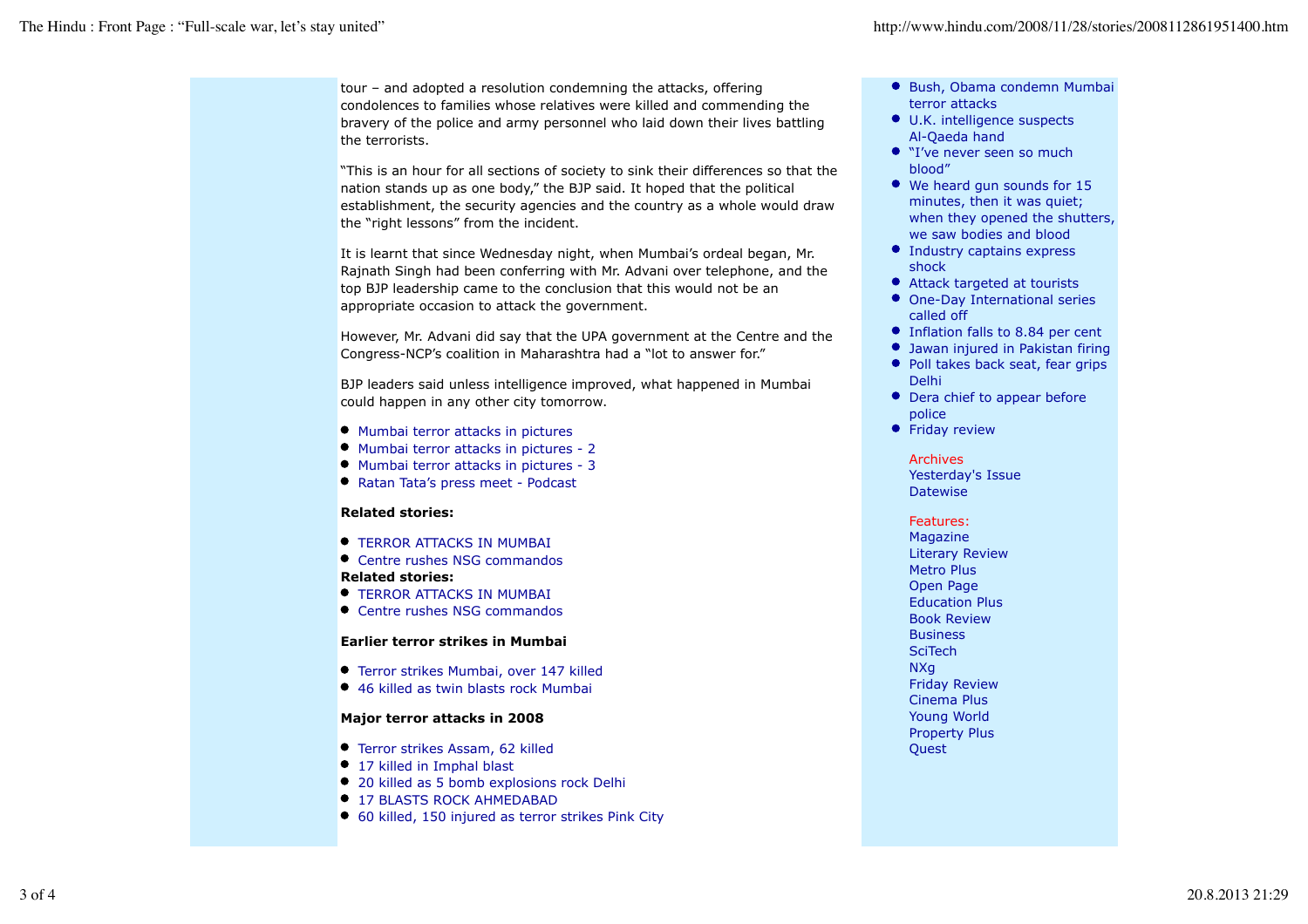tour – and adopted a resolution condemning the attacks, offering condolences to families whose relatives were killed and commending the bravery of the police and army personnel who laid down their lives battling the terrorists.

"This is an hour for all sections of society to sink their differences so that the nation stands up as one body," the BJP said. It hoped that the political establishment, the security agencies and the country as a whole would draw the "right lessons" from the incident.

It is learnt that since Wednesday night, when Mumbai's ordeal began, Mr. Rajnath Singh had been conferring with Mr. Advani over telephone, and the top BJP leadership came to the conclusion that this would not be an appropriate occasion to attack the government.

However, Mr. Advani did say that the UPA government at the Centre and the Congress-NCP's coalition in Maharashtra had a "lot to answer for."

BJP leaders said unless intelligence improved, what happened in Mumbai could happen in any other city tomorrow.

- Mumbai terror attacks in pictures
- Mumbai terror attacks in pictures - 2
- Mumbai terror attacks in pictures - 3
- Ratan Tata's press meet - Podcast

**Related stories:**

- TERROR ATTACKS IN MUMBAI
- Centre rushes NSG commandos

**Related stories:**

- TERROR ATTACKS IN MUMBAI
- Centre rushes NSG commandos

**Earlier terror strikes in Mumbai**

- Terror strikes Mumbai, over 147 killed
- 46 killed as twin blasts rock Mumbai

**Major terror attacks in 2008**

- Terror strikes Assam, 62 killed
- 17 killed in Imphal blast
- 20 killed as 5 bomb explosions rock Delhi
- 17 BLASTS ROCK AHMEDABAD
- 60 killed, 150 injured as terror strikes Pink City

- Bush, Obama condemn Mumbai terror attacks
- U.K. intelligence suspects Al-Qaeda hand
- "I've never seen so much blood"
- We heard gun sounds for 15 minutes, then it was quiet; when they opened the shutters, we saw bodies and blood
- Industry captains express shock
- Attack targeted at tourists
- One-Day International series called off
- Inflation falls to 8.84 per cent
- Jawan injured in Pakistan firing
- Poll takes back seat, fear grips Delhi
- Dera chief to appear before police
- Friday review

Archives
Yesterday's Issue
Datewise

Features:
Magazine
Literary Review
Metro Plus
Open Page
Education Plus
Book Review
Business
SciTech
NXg
Friday Review
Cinema Plus
Young World
Property Plus
Quest